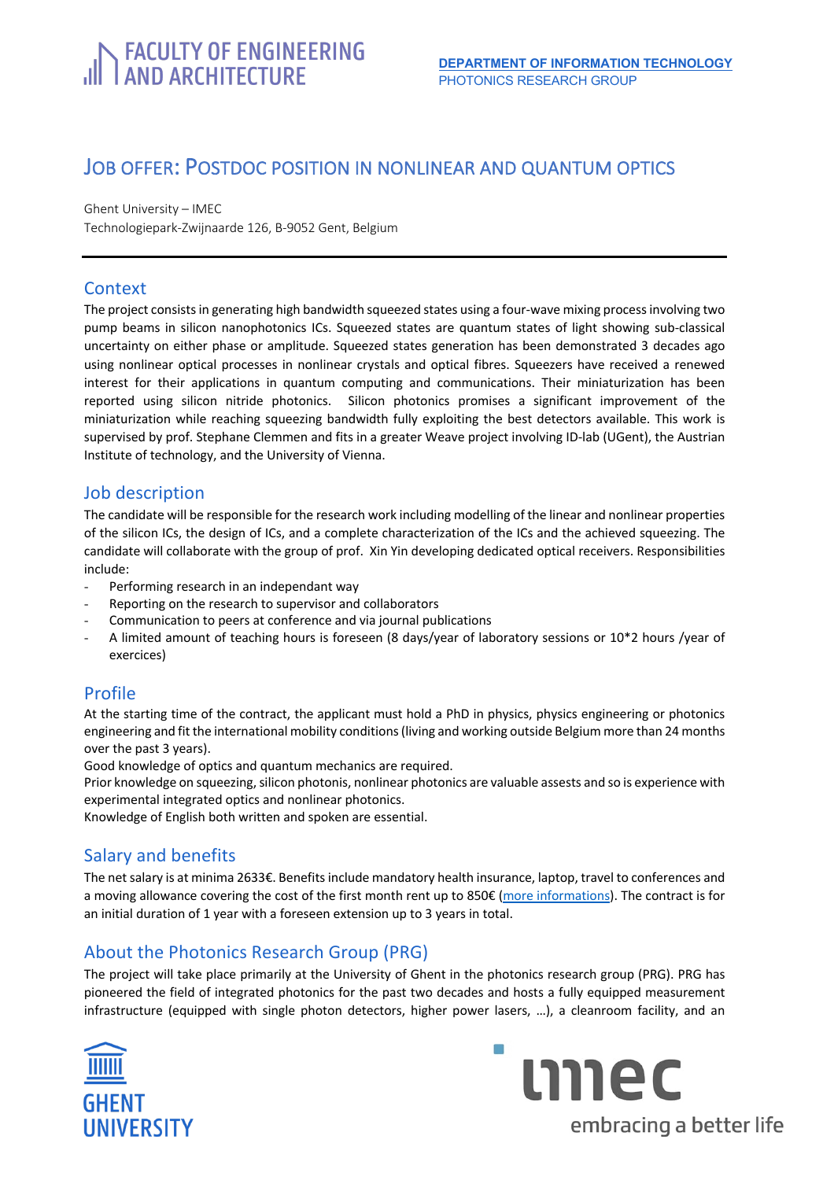FACULTY OF ENGINEERING AND ARCHITECTURE

DEPARTMENT OF INFORMATION TECHNOLOGY
PHOTONICS RESEARCH GROUP

# JOB OFFER: POSTDOC POSITION IN NONLINEAR AND QUANTUM OPTICS

Ghent University – IMEC
Technologiepark-Zwijnaarde 126, B-9052 Gent, Belgium

---

## Context

The project consists in generating high bandwidth squeezed states using a four-wave mixing process involving two pump beams in silicon nanophotonics ICs. Squeezed states are quantum states of light showing sub-classical uncertainty on either phase or amplitude. Squeezed states generation has been demonstrated 3 decades ago using nonlinear optical processes in nonlinear crystals and optical fibres. Squeezers have received a renewed interest for their applications in quantum computing and communications. Their miniaturization has been reported using silicon nitride photonics. Silicon photonics promises a significant improvement of the miniaturization while reaching squeezing bandwidth fully exploiting the best detectors available. This work is supervised by prof. Stephane Clemmen and fits in a greater Weave project involving ID-lab (UGent), the Austrian Institute of technology, and the University of Vienna.

## Job description

The candidate will be responsible for the research work including modelling of the linear and nonlinear properties of the silicon ICs, the design of ICs, and a complete characterization of the ICs and the achieved squeezing. The candidate will collaborate with the group of prof. Xin Yin developing dedicated optical receivers. Responsibilities include:

- Performing research in an independant way
- Reporting on the research to supervisor and collaborators
- Communication to peers at conference and via journal publications
- A limited amount of teaching hours is foreseen (8 days/year of laboratory sessions or 10*2 hours /year of exercices)

## Profile

At the starting time of the contract, the applicant must hold a PhD in physics, physics engineering or photonics engineering and fit the international mobility conditions (living and working outside Belgium more than 24 months over the past 3 years).
Good knowledge of optics and quantum mechanics are required.
Prior knowledge on squeezing, silicon photonis, nonlinear photonics are valuable assests and so is experience with experimental integrated optics and nonlinear photonics.
Knowledge of English both written and spoken are essential.

## Salary and benefits

The net salary is at minima 2633€. Benefits include mandatory health insurance, laptop, travel to conferences and a moving allowance covering the cost of the first month rent up to 850€ (more informations). The contract is for an initial duration of 1 year with a foreseen extension up to 3 years in total.

## About the Photonics Research Group (PRG)

The project will take place primarily at the University of Ghent in the photonics research group (PRG). PRG has pioneered the field of integrated photonics for the past two decades and hosts a fully equipped measurement infrastructure (equipped with single photon detectors, higher power lasers, …), a cleanroom facility, and an

GHENT UNIVERSITY

imec
embracing a better life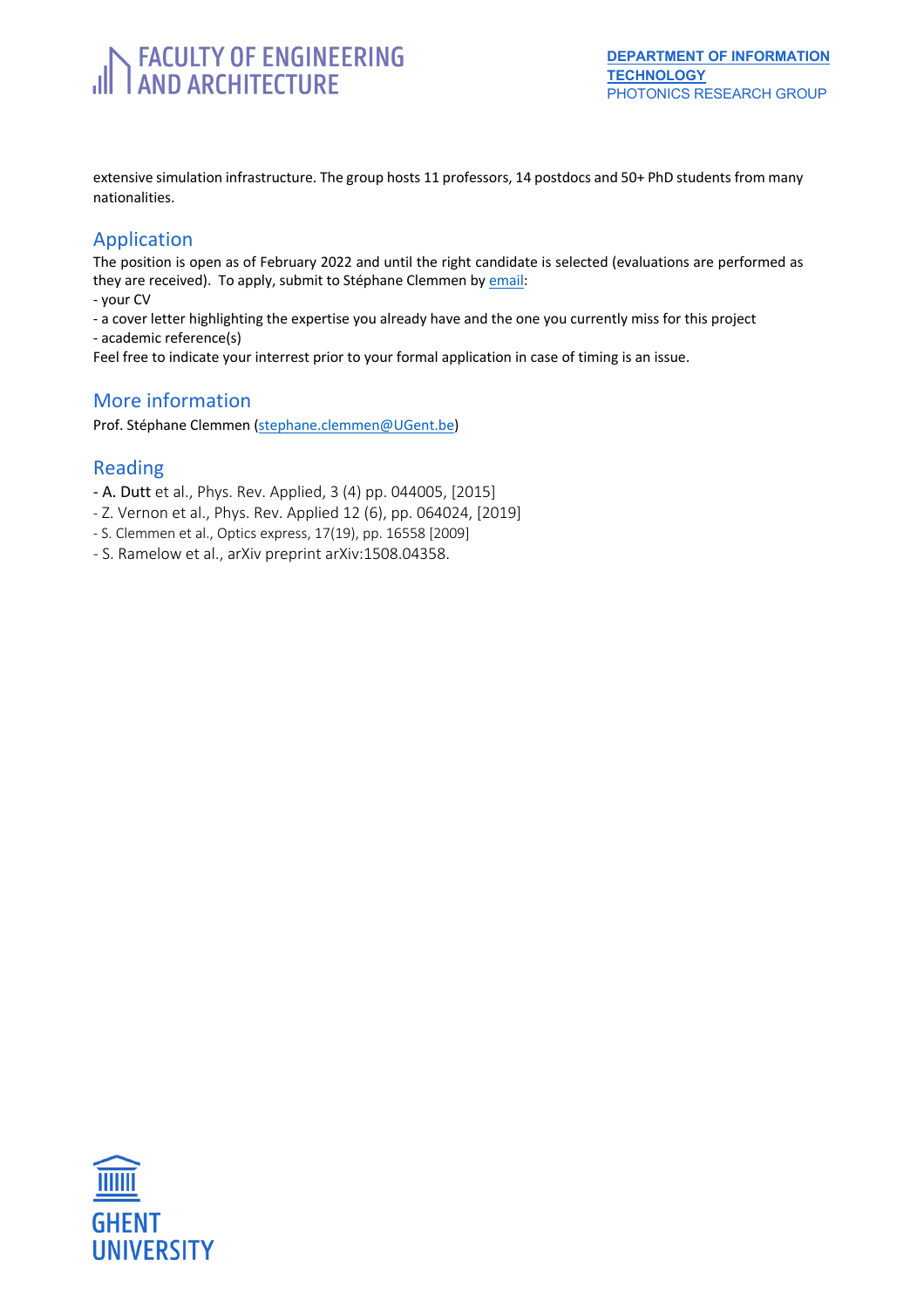extensive simulation infrastructure. The group hosts 11 professors, 14 postdocs and 50+ PhD students from many nationalities.

## Application

The position is open as of February 2022 and until the right candidate is selected (evaluations are performed as they are received). To apply, submit to Stéphane Clemmen by email:

- your CV
- a cover letter highlighting the expertise you already have and the one you currently miss for this project
- academic reference(s)

Feel free to indicate your interest prior to your formal application in case of timing is an issue.

## More information

Prof. Stéphane Clemmen (stephane.clemmen@UGent.be)

## Reading

- A. Dutt et al., Phys. Rev. Applied, 3 (4) pp. 044005, [2015]
- Z. Vernon et al., Phys. Rev. Applied 12 (6), pp. 064024, [2019]
- S. Clemmen et al., Optics express, 17(19), pp. 16558 [2009]
- S. Ramelow et al., arXiv preprint arXiv:1508.04358.